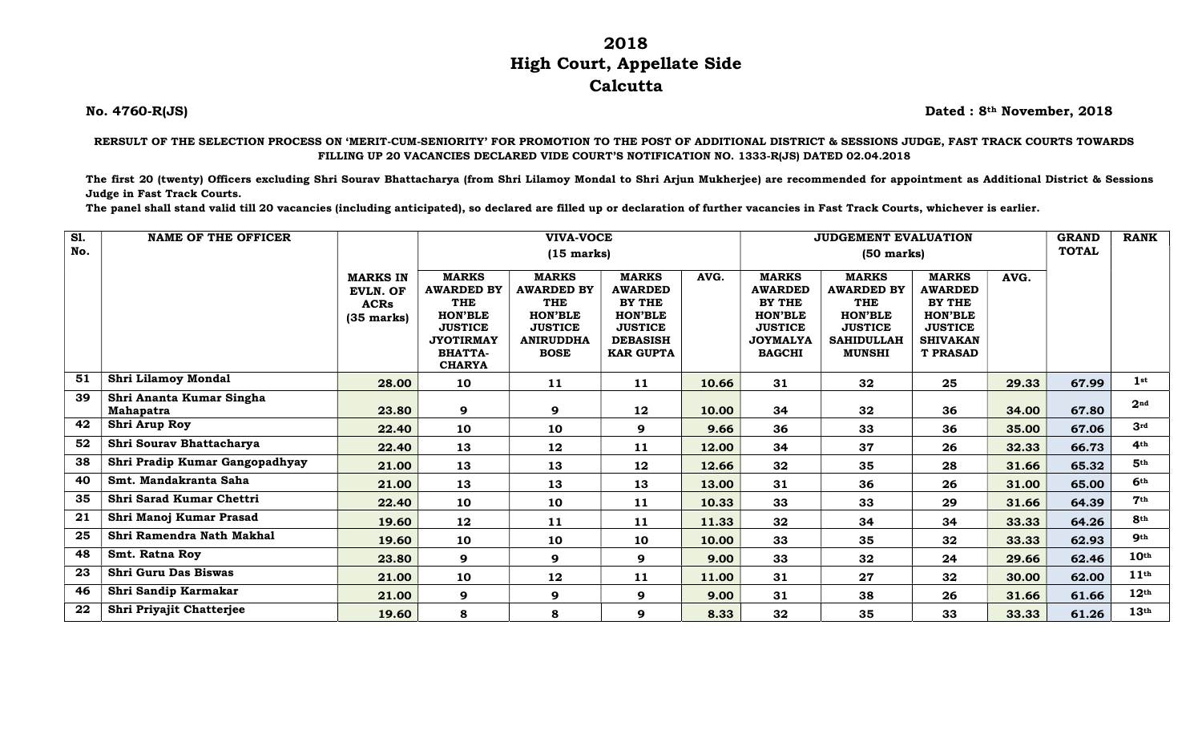# 2018
# High Court, Appellate Side
# Calcutta

**No. 4760-R(JS)** **Dated : 8th November, 2018**

**RERSULT OF THE SELECTION PROCESS ON 'MERIT-CUM-SENIORITY' FOR PROMOTION TO THE POST OF ADDITIONAL DISTRICT & SESSIONS JUDGE, FAST TRACK COURTS TOWARDS FILLING UP 20 VACANCIES DECLARED VIDE COURT'S NOTIFICATION NO. 1333-R(JS) DATED 02.04.2018**

**The first 20 (twenty) Officers excluding Shri Sourav Bhattacharya (from Shri Lilamoy Mondal to Shri Arjun Mukherjee) are recommended for appointment as Additional District & Sessions Judge in Fast Track Courts.**

**The panel shall stand valid till 20 vacancies (including anticipated), so declared are filled up or declaration of further vacancies in Fast Track Courts, whichever is earlier.**

| Sl. No. | NAME OF THE OFFICER | MARKS IN EVLN. OF ACRs (35 marks) | VIVA-VOCE (15 marks) | | | | JUDGEMENT EVALUATION (50 marks) | | | | GRAND TOTAL | RANK |
|---|---|---|---|---|---|---|---|---|---|---|---|---|
| | | | MARKS AWARDED BY THE HON'BLE JUSTICE JYOTIRMAY BHATTA-CHARYA | MARKS AWARDED BY THE HON'BLE JUSTICE ANIRUDDHA BOSE | MARKS AWARDED BY THE HON'BLE JUSTICE DEBASISH KAR GUPTA | AVG. | MARKS AWARDED BY THE HON'BLE JUSTICE JOYMALYA BAGCHI | MARKS AWARDED BY THE HON'BLE JUSTICE SAHIDULLAH MUNSHI | MARKS AWARDED BY THE HON'BLE JUSTICE SHIVAKANT PRASAD | AVG. | | |
| 51 | Shri Lilamoy Mondal | 28.00 | 10 | 11 | 11 | 10.66 | 31 | 32 | 25 | 29.33 | 67.99 | 1st |
| 39 | Shri Ananta Kumar Singha Mahapatra | 23.80 | 9 | 9 | 12 | 10.00 | 34 | 32 | 36 | 34.00 | 67.80 | 2nd |
| 42 | Shri Arup Roy | 22.40 | 10 | 10 | 9 | 9.66 | 36 | 33 | 36 | 35.00 | 67.06 | 3rd |
| 52 | Shri Sourav Bhattacharya | 22.40 | 13 | 12 | 11 | 12.00 | 34 | 37 | 26 | 32.33 | 66.73 | 4th |
| 38 | Shri Pradip Kumar Gangopadhyay | 21.00 | 13 | 13 | 12 | 12.66 | 32 | 35 | 28 | 31.66 | 65.32 | 5th |
| 40 | Smt. Mandakranta Saha | 21.00 | 13 | 13 | 13 | 13.00 | 31 | 36 | 26 | 31.00 | 65.00 | 6th |
| 35 | Shri Sarad Kumar Chettri | 22.40 | 10 | 10 | 11 | 10.33 | 33 | 33 | 29 | 31.66 | 64.39 | 7th |
| 21 | Shri Manoj Kumar Prasad | 19.60 | 12 | 11 | 11 | 11.33 | 32 | 34 | 34 | 33.33 | 64.26 | 8th |
| 25 | Shri Ramendra Nath Makhal | 19.60 | 10 | 10 | 10 | 10.00 | 33 | 35 | 32 | 33.33 | 62.93 | 9th |
| 48 | Smt. Ratna Roy | 23.80 | 9 | 9 | 9 | 9.00 | 33 | 32 | 24 | 29.66 | 62.46 | 10th |
| 23 | Shri Guru Das Biswas | 21.00 | 10 | 12 | 11 | 11.00 | 31 | 27 | 32 | 30.00 | 62.00 | 11th |
| 46 | Shri Sandip Karmakar | 21.00 | 9 | 9 | 9 | 9.00 | 31 | 38 | 26 | 31.66 | 61.66 | 12th |
| 22 | Shri Priyajit Chatterjee | 19.60 | 8 | 8 | 9 | 8.33 | 32 | 35 | 33 | 33.33 | 61.26 | 13th |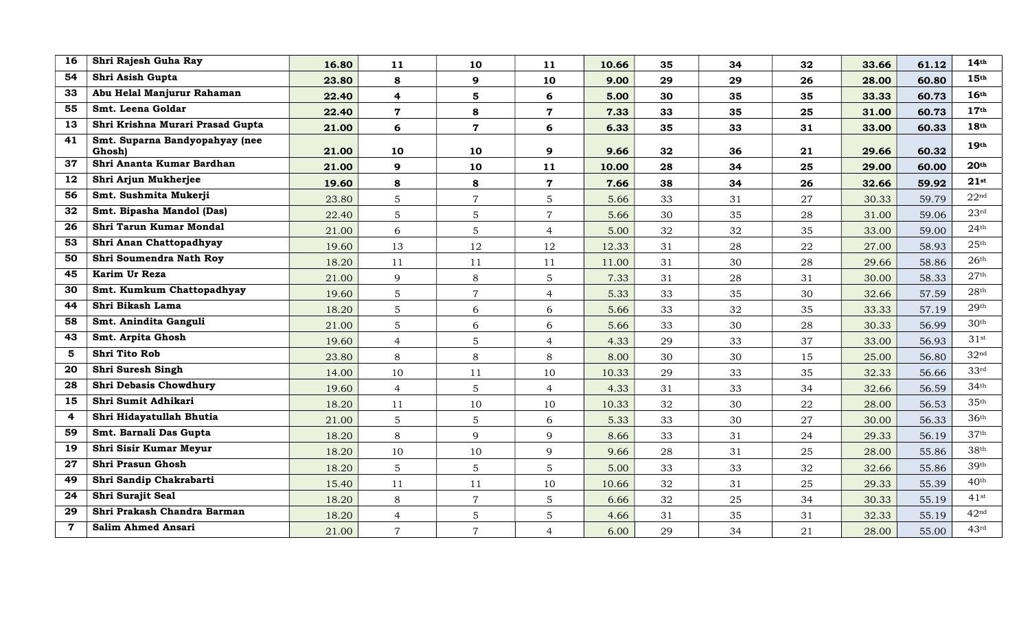| | | | | | | | | | | | | |
|---|---|---|---|---|---|---|---|---|---|---|---|---|
| **16** | **Shri Rajesh Guha Ray** | **16.80** | **11** | **10** | **11** | **10.66** | **35** | **34** | **32** | **33.66** | **61.12** | **14th** |
| **54** | **Shri Asish Gupta** | **23.80** | **8** | **9** | **10** | **9.00** | **29** | **29** | **26** | **28.00** | **60.80** | **15th** |
| **33** | **Abu Helal Manjurur Rahaman** | **22.40** | **4** | **5** | **6** | **5.00** | **30** | **35** | **35** | **33.33** | **60.73** | **16th** |
| **55** | **Smt. Leena Goldar** | **22.40** | **7** | **8** | **7** | **7.33** | **33** | **35** | **25** | **31.00** | **60.73** | **17th** |
| **13** | **Shri Krishna Murari Prasad Gupta** | **21.00** | **6** | **7** | **6** | **6.33** | **35** | **33** | **31** | **33.00** | **60.33** | **18th** |
| **41** | **Smt. Suparna Bandyopahyay (nee Ghosh)** | **21.00** | **10** | **10** | **9** | **9.66** | **32** | **36** | **21** | **29.66** | **60.32** | **19th** |
| **37** | **Shri Ananta Kumar Bardhan** | **21.00** | **9** | **10** | **11** | **10.00** | **28** | **34** | **25** | **29.00** | **60.00** | **20th** |
| **12** | **Shri Arjun Mukherjee** | **19.60** | **8** | **8** | **7** | **7.66** | **38** | **34** | **26** | **32.66** | **59.92** | **21st** |
| **56** | **Smt. Sushmita Mukerji** | 23.80 | 5 | 7 | 5 | 5.66 | 33 | 31 | 27 | 30.33 | 59.79 | 22nd |
| **32** | **Smt. Bipasha Mandol (Das)** | 22.40 | 5 | 5 | 7 | 5.66 | 30 | 35 | 28 | 31.00 | 59.06 | 23rd |
| **26** | **Shri Tarun Kumar Mondal** | 21.00 | 6 | 5 | 4 | 5.00 | 32 | 32 | 35 | 33.00 | 59.00 | 24th |
| **53** | **Shri Anan Chattopadhyay** | 19.60 | 13 | 12 | 12 | 12.33 | 31 | 28 | 22 | 27.00 | 58.93 | 25th |
| **50** | **Shri Soumendra Nath Roy** | 18.20 | 11 | 11 | 11 | 11.00 | 31 | 30 | 28 | 29.66 | 58.86 | 26th |
| **45** | **Karim Ur Reza** | 21.00 | 9 | 8 | 5 | 7.33 | 31 | 28 | 31 | 30.00 | 58.33 | 27th |
| **30** | **Smt. Kumkum Chattopadhyay** | 19.60 | 5 | 7 | 4 | 5.33 | 33 | 35 | 30 | 32.66 | 57.59 | 28th |
| **44** | **Shri Bikash Lama** | 18.20 | 5 | 6 | 6 | 5.66 | 33 | 32 | 35 | 33.33 | 57.19 | 29th |
| **58** | **Smt. Anindita Ganguli** | 21.00 | 5 | 6 | 6 | 5.66 | 33 | 30 | 28 | 30.33 | 56.99 | 30th |
| **43** | **Smt. Arpita Ghosh** | 19.60 | 4 | 5 | 4 | 4.33 | 29 | 33 | 37 | 33.00 | 56.93 | 31st |
| **5** | **Shri Tito Rob** | 23.80 | 8 | 8 | 8 | 8.00 | 30 | 30 | 15 | 25.00 | 56.80 | 32nd |
| **20** | **Shri Suresh Singh** | 14.00 | 10 | 11 | 10 | 10.33 | 29 | 33 | 35 | 32.33 | 56.66 | 33rd |
| **28** | **Shri Debasis Chowdhury** | 19.60 | 4 | 5 | 4 | 4.33 | 31 | 33 | 34 | 32.66 | 56.59 | 34th |
| **15** | **Shri Sumit Adhikari** | 18.20 | 11 | 10 | 10 | 10.33 | 32 | 30 | 22 | 28.00 | 56.53 | 35th |
| **4** | **Shri Hidayatullah Bhutia** | 21.00 | 5 | 5 | 6 | 5.33 | 33 | 30 | 27 | 30.00 | 56.33 | 36th |
| **59** | **Smt. Barnali Das Gupta** | 18.20 | 8 | 9 | 9 | 8.66 | 33 | 31 | 24 | 29.33 | 56.19 | 37th |
| **19** | **Shri Sisir Kumar Meyur** | 18.20 | 10 | 10 | 9 | 9.66 | 28 | 31 | 25 | 28.00 | 55.86 | 38th |
| **27** | **Shri Prasun Ghosh** | 18.20 | 5 | 5 | 5 | 5.00 | 33 | 33 | 32 | 32.66 | 55.86 | 39th |
| **49** | **Shri Sandip Chakrabarti** | 15.40 | 11 | 11 | 10 | 10.66 | 32 | 31 | 25 | 29.33 | 55.39 | 40th |
| **24** | **Shri Surajit Seal** | 18.20 | 8 | 7 | 5 | 6.66 | 32 | 25 | 34 | 30.33 | 55.19 | 41st |
| **29** | **Shri Prakash Chandra Barman** | 18.20 | 4 | 5 | 5 | 4.66 | 31 | 35 | 31 | 32.33 | 55.19 | 42nd |
| **7** | **Salim Ahmed Ansari** | 21.00 | 7 | 7 | 4 | 6.00 | 29 | 34 | 21 | 28.00 | 55.00 | 43rd |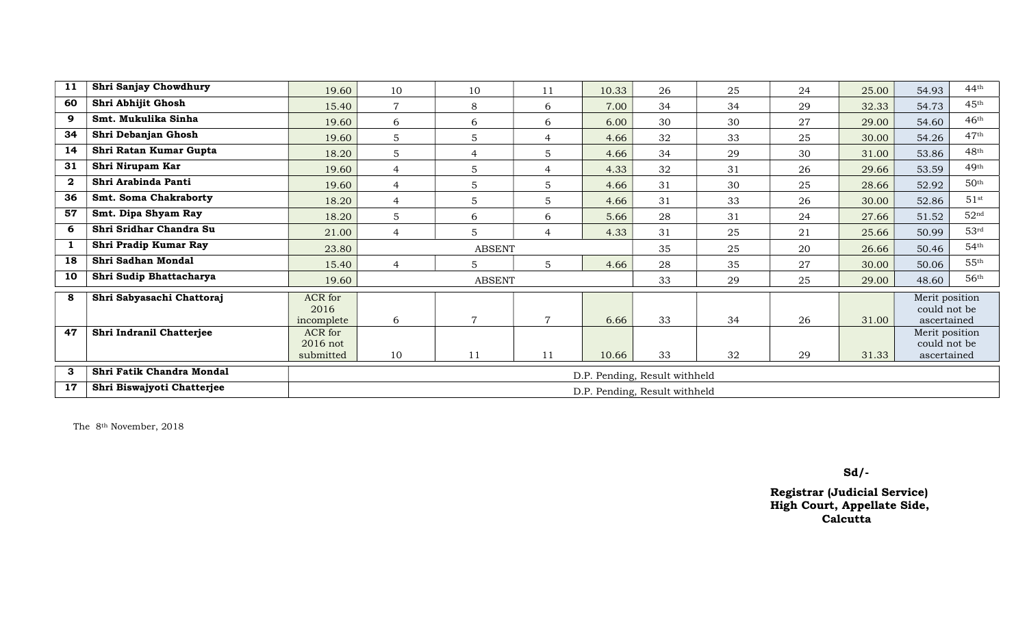| | | | | | | | | | | | | |
|---|---|---|---|---|---|---|---|---|---|---|---|---|
| **11** | **Shri Sanjay Chowdhury** | 19.60 | 10 | 10 | 11 | 10.33 | 26 | 25 | 24 | 25.00 | 54.93 | 44th |
| **60** | **Shri Abhijit Ghosh** | 15.40 | 7 | 8 | 6 | 7.00 | 34 | 34 | 29 | 32.33 | 54.73 | 45th |
| **9** | **Smt. Mukulika Sinha** | 19.60 | 6 | 6 | 6 | 6.00 | 30 | 30 | 27 | 29.00 | 54.60 | 46th |
| **34** | **Shri Debanjan Ghosh** | 19.60 | 5 | 5 | 4 | 4.66 | 32 | 33 | 25 | 30.00 | 54.26 | 47th |
| **14** | **Shri Ratan Kumar Gupta** | 18.20 | 5 | 4 | 5 | 4.66 | 34 | 29 | 30 | 31.00 | 53.86 | 48th |
| **31** | **Shri Nirupam Kar** | 19.60 | 4 | 5 | 4 | 4.33 | 32 | 31 | 26 | 29.66 | 53.59 | 49th |
| **2** | **Shri Arabinda Panti** | 19.60 | 4 | 5 | 5 | 4.66 | 31 | 30 | 25 | 28.66 | 52.92 | 50th |
| **36** | **Smt. Soma Chakraborty** | 18.20 | 4 | 5 | 5 | 4.66 | 31 | 33 | 26 | 30.00 | 52.86 | 51st |
| **57** | **Smt. Dipa Shyam Ray** | 18.20 | 5 | 6 | 6 | 5.66 | 28 | 31 | 24 | 27.66 | 51.52 | 52nd |
| **6** | **Shri Sridhar Chandra Su** | 21.00 | 4 | 5 | 4 | 4.33 | 31 | 25 | 21 | 25.66 | 50.99 | 53rd |
| **1** | **Shri Pradip Kumar Ray** | 23.80 | ABSENT | | | | 35 | 25 | 20 | 26.66 | 50.46 | 54th |
| **18** | **Shri Sadhan Mondal** | 15.40 | 4 | 5 | 5 | 4.66 | 28 | 35 | 27 | 30.00 | 50.06 | 55th |
| **10** | **Shri Sudip Bhattacharya** | 19.60 | ABSENT | | | | 33 | 29 | 25 | 29.00 | 48.60 | 56th |
| **8** | **Shri Sabyasachi Chattoraj** | ACR for 2016 incomplete | 6 | 7 | 7 | 6.66 | 33 | 34 | 26 | 31.00 | Merit position could not be ascertained | |
| **47** | **Shri Indranil Chatterjee** | ACR for 2016 not submitted | 10 | 11 | 11 | 10.66 | 33 | 32 | 29 | 31.33 | Merit position could not be ascertained | |
| **3** | **Shri Fatik Chandra Mondal** | D.P. Pending, Result withheld | | | | | | | | | | |
| **17** | **Shri Biswajyoti Chatterjee** | D.P. Pending, Result withheld | | | | | | | | | | |

The 8th November, 2018

**Sd/-**

**Registrar (Judicial Service)**
**High Court, Appellate Side,**
**Calcutta**